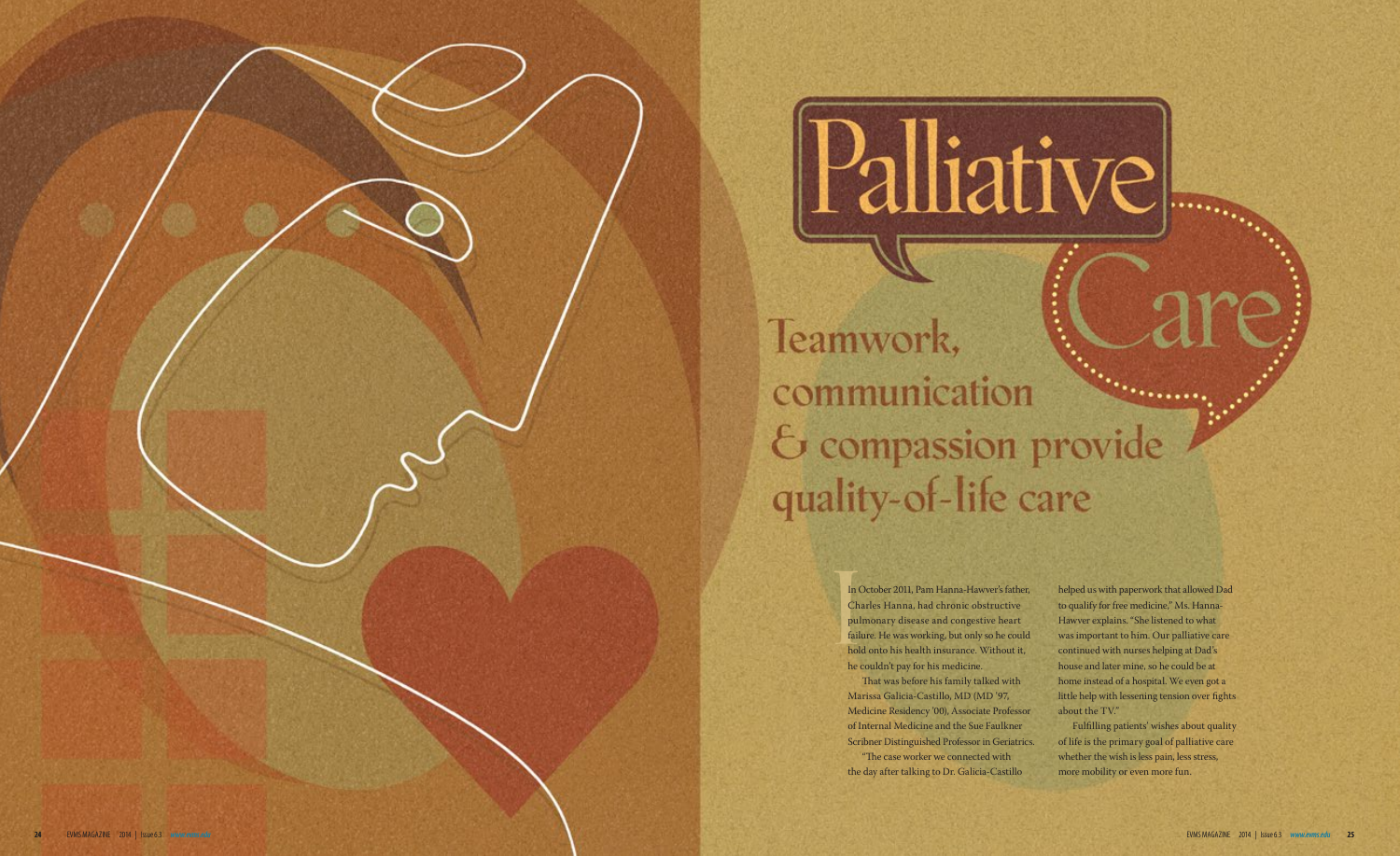# Palliative Care

## Teamwork, communication & compassion provide quality-of-life care

In October 2011, Pam Hanna-Hawver's father, Charles Hanna, had chronic obstructive pulmonary disease and congestive heart failure. He was working, but only so he could hold onto his health insurance. Without it, he couldn't pay for his medicine.

That was before his family talked with Marissa Galicia-Castillo, MD (MD '97, Medicine Residency '00), Associate Professor of Internal Medicine and the Sue Faulkner Scribner Distinguished Professor in Geriatrics.

"The case worker we connected with the day after talking to Dr. Galicia-Castillo helped us with paperwork that allowed Dad to qualify for free medicine," Ms. Hanna-Hawver explains. "She listened to what was important to him. Our palliative care continued with nurses helping at Dad's house and later mine, so he could be at home instead of a hospital. We even got a little help with lessening tension over fights about the TV."

Fulfilling patients' wishes about quality of life is the primary goal of palliative care whether the wish is less pain, less stress, more mobility or even more fun.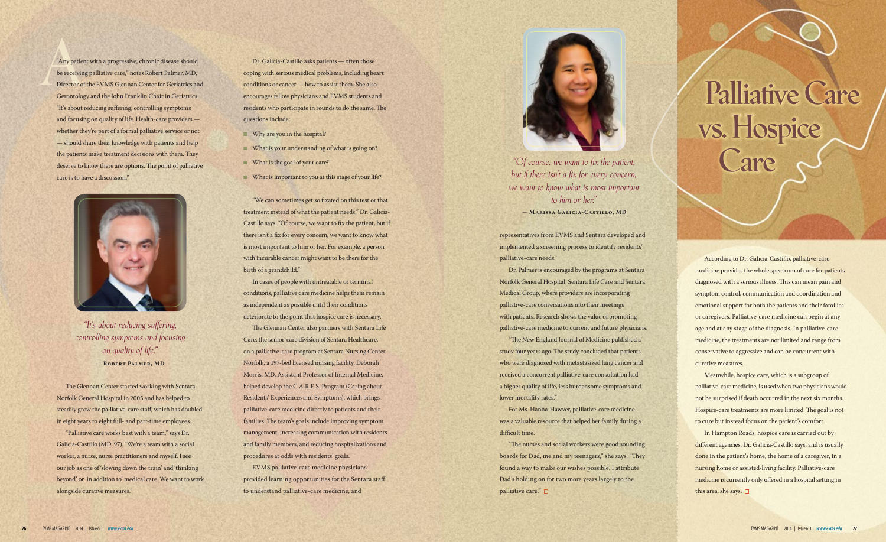# Palliative Care vs. Hospice Care

"Any patient with a progressive, chronic disease should be receiving palliative care," notes Robert Palmer, MD, Director of the EVMS Glennan Center for Geriatrics and Gerontology and the John Franklin Chair in Geriatrics. "It's about reducing suffering, controlling symptoms and focusing on quality of life. Health-care providers — whether they're part of a formal palliative service or not — should share their knowledge with patients and help the patients make treatment decisions with them. They deserve to know there are options. The point of palliative care is to have a discussion."

*"It's about reducing suffering, controlling symptoms and focusing on quality of life."*
— Robert Palmer, MD

The Glennan Center started working with Sentara Norfolk General Hospital in 2005 and has helped to steadily grow the palliative-care staff, which has doubled in eight years to eight full- and part-time employees.

"Palliative care works best with a team," says Dr. Galicia-Castillo (MD '97). "We're a team with a social worker, a nurse, nurse practitioners and myself. I see our job as one of 'slowing down the train' and 'thinking beyond' or 'in addition to' medical care. We want to work alongside curative measures."

Dr. Galicia-Castillo asks patients — often those coping with serious medical problems, including heart conditions or cancer — how to assist them. She also encourages fellow physicians and EVMS students and residents who participate in rounds to do the same. The questions include:

- Why are you in the hospital?
- What is your understanding of what is going on?
- What is the goal of your care?
- What is important to you at this stage of your life?

"We can sometimes get so fixated on this test or that treatment instead of what the patient needs," Dr. Galicia-Castillo says. "Of course, we want to fix the patient, but if there isn't a fix for every concern, we want to know what is most important to him or her. For example, a person with incurable cancer might want to be there for the birth of a grandchild."

In cases of people with untreatable or terminal conditions, palliative care medicine helps them remain as independent as possible until their conditions deteriorate to the point that hospice care is necessary.

The Glennan Center also partners with Sentara Life Care, the senior-care division of Sentara Healthcare, on a palliative-care program at Sentara Nursing Center Norfolk, a 197-bed licensed nursing facility. Deborah Morris, MD, Assistant Professor of Internal Medicine, helped develop the C.A.R.E.S. Program (Caring about Residents' Experiences and Symptoms), which brings palliative-care medicine directly to patients and their families. The team's goals include improving symptom management, increasing communication with residents and family members, and reducing hospitalizations and procedures at odds with residents' goals.

EVMS palliative-care medicine physicians provided learning opportunities for the Sentara staff to understand palliative-care medicine, and representatives from EVMS and Sentara developed and implemented a screening process to identify residents' palliative-care needs.

*"Of course, we want to fix the patient, but if there isn't a fix for every concern, we want to know what is most important to him or her."*
— Marissa Galicia-Castillo, MD

Dr. Palmer is encouraged by the programs at Sentara Norfolk General Hospital, Sentara Life Care and Sentara Medical Group, where providers are incorporating palliative-care conversations into their meetings with patients. Research shows the value of promoting palliative-care medicine to current and future physicians.

"The New England Journal of Medicine published a study four years ago. The study concluded that patients who were diagnosed with metastasized lung cancer and received a concurrent palliative-care consultation had a higher quality of life, less burdensome symptoms and lower mortality rates."

For Ms. Hanna-Hawver, palliative-care medicine was a valuable resource that helped her family during a difficult time.

"The nurses and social workers were good sounding boards for Dad, me and my teenagers," she says. "They found a way to make our wishes possible. I attribute Dad's holding on for two more years largely to the palliative care." □

According to Dr. Galicia-Castillo, palliative-care medicine provides the whole spectrum of care for patients diagnosed with a serious illness. This can mean pain and symptom control, communication and coordination and emotional support for both the patients and their families or caregivers. Palliative-care medicine can begin at any age and at any stage of the diagnosis. In palliative-care medicine, the treatments are not limited and range from conservative to aggressive and can be concurrent with curative measures.

Meanwhile, hospice care, which is a subgroup of palliative-care medicine, is used when two physicians would not be surprised if death occurred in the next six months. Hospice-care treatments are more limited. The goal is not to cure but instead focus on the patient's comfort.

In Hampton Roads, hospice care is carried out by different agencies, Dr. Galicia-Castillo says, and is usually done in the patient's home, the home of a caregiver, in a nursing home or assisted-living facility. Palliative-care medicine is currently only offered in a hospital setting in this area, she says. □